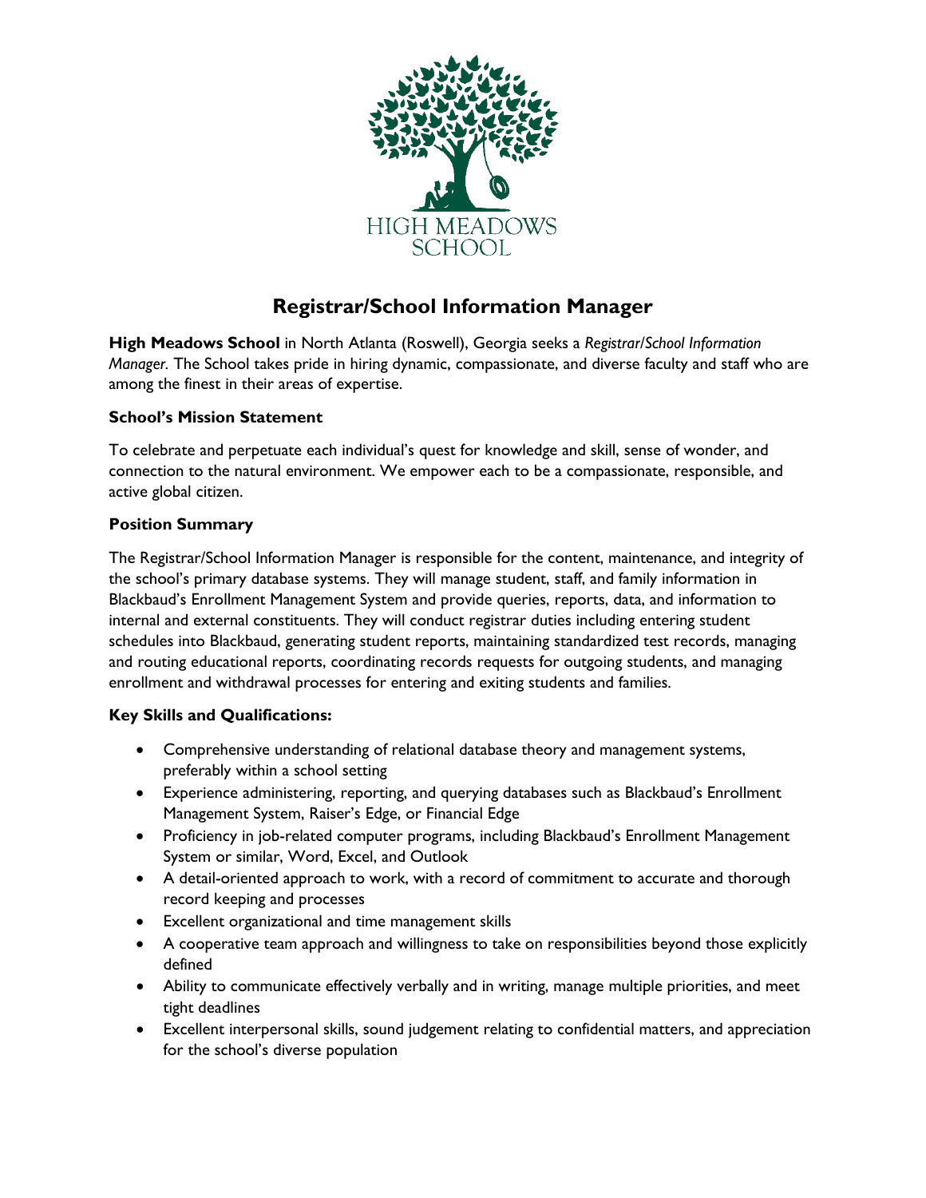HIGH MEADOWS SCHOOL

# Registrar/School Information Manager

**High Meadows School** in North Atlanta (Roswell), Georgia seeks a *Registrar/School Information Manager.* The School takes pride in hiring dynamic, compassionate, and diverse faculty and staff who are among the finest in their areas of expertise.

### School's Mission Statement

To celebrate and perpetuate each individual's quest for knowledge and skill, sense of wonder, and connection to the natural environment. We empower each to be a compassionate, responsible, and active global citizen.

### Position Summary

The Registrar/School Information Manager is responsible for the content, maintenance, and integrity of the school's primary database systems. They will manage student, staff, and family information in Blackbaud's Enrollment Management System and provide queries, reports, data, and information to internal and external constituents. They will conduct registrar duties including entering student schedules into Blackbaud, generating student reports, maintaining standardized test records, managing and routing educational reports, coordinating records requests for outgoing students, and managing enrollment and withdrawal processes for entering and exiting students and families.

### Key Skills and Qualifications:

- Comprehensive understanding of relational database theory and management systems, preferably within a school setting
- Experience administering, reporting, and querying databases such as Blackbaud's Enrollment Management System, Raiser's Edge, or Financial Edge
- Proficiency in job-related computer programs, including Blackbaud's Enrollment Management System or similar, Word, Excel, and Outlook
- A detail-oriented approach to work, with a record of commitment to accurate and thorough record keeping and processes
- Excellent organizational and time management skills
- A cooperative team approach and willingness to take on responsibilities beyond those explicitly defined
- Ability to communicate effectively verbally and in writing, manage multiple priorities, and meet tight deadlines
- Excellent interpersonal skills, sound judgement relating to confidential matters, and appreciation for the school's diverse population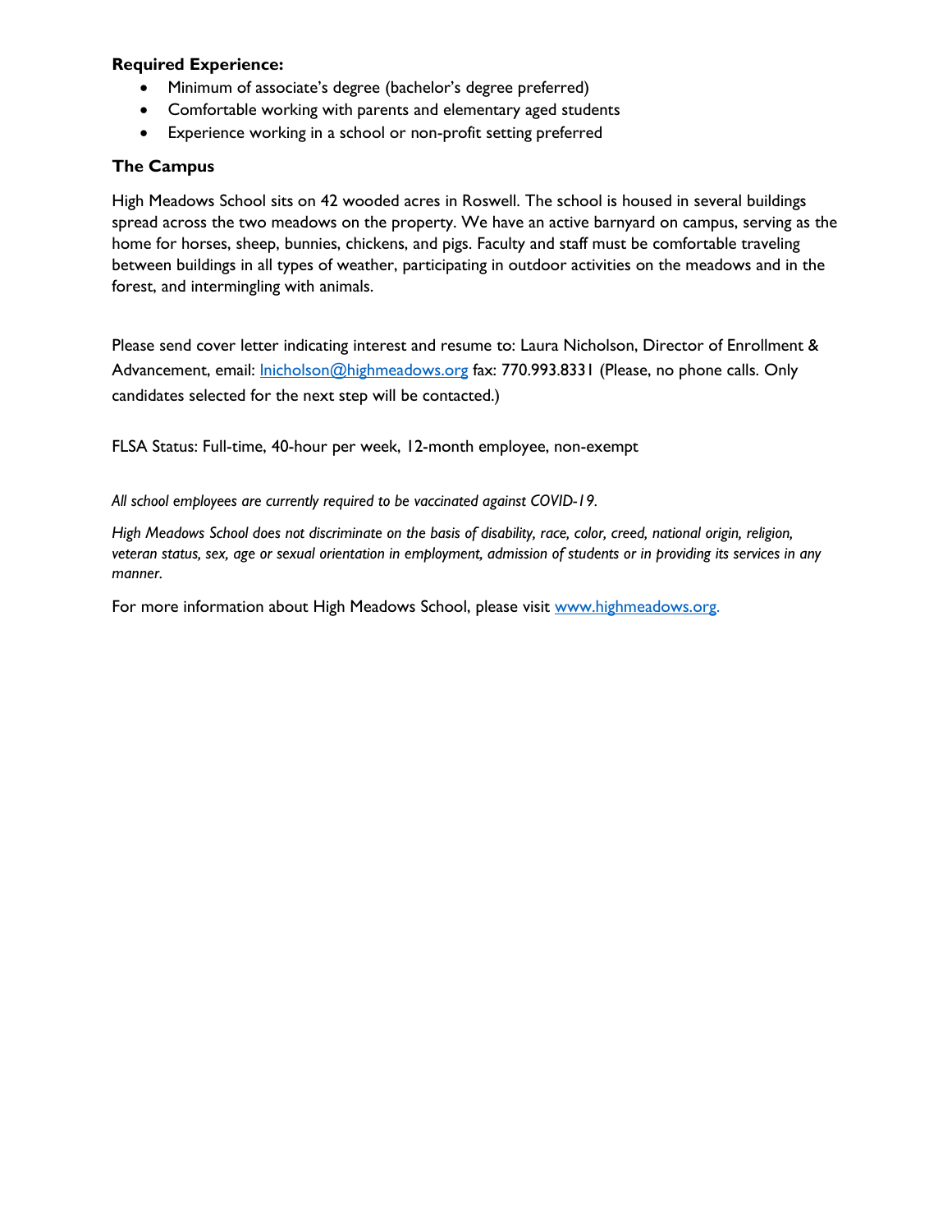**Required Experience:**

- Minimum of associate's degree (bachelor's degree preferred)
- Comfortable working with parents and elementary aged students
- Experience working in a school or non-profit setting preferred

**The Campus**

High Meadows School sits on 42 wooded acres in Roswell. The school is housed in several buildings spread across the two meadows on the property. We have an active barnyard on campus, serving as the home for horses, sheep, bunnies, chickens, and pigs. Faculty and staff must be comfortable traveling between buildings in all types of weather, participating in outdoor activities on the meadows and in the forest, and intermingling with animals.

Please send cover letter indicating interest and resume to: Laura Nicholson, Director of Enrollment & Advancement, email: lnicholson@highmeadows.org fax: 770.993.8331 (Please, no phone calls. Only candidates selected for the next step will be contacted.)

FLSA Status: Full-time, 40-hour per week, 12-month employee, non-exempt

*All school employees are currently required to be vaccinated against COVID-19.*

*High Meadows School does not discriminate on the basis of disability, race, color, creed, national origin, religion, veteran status, sex, age or sexual orientation in employment, admission of students or in providing its services in any manner.*

For more information about High Meadows School, please visit www.highmeadows.org.